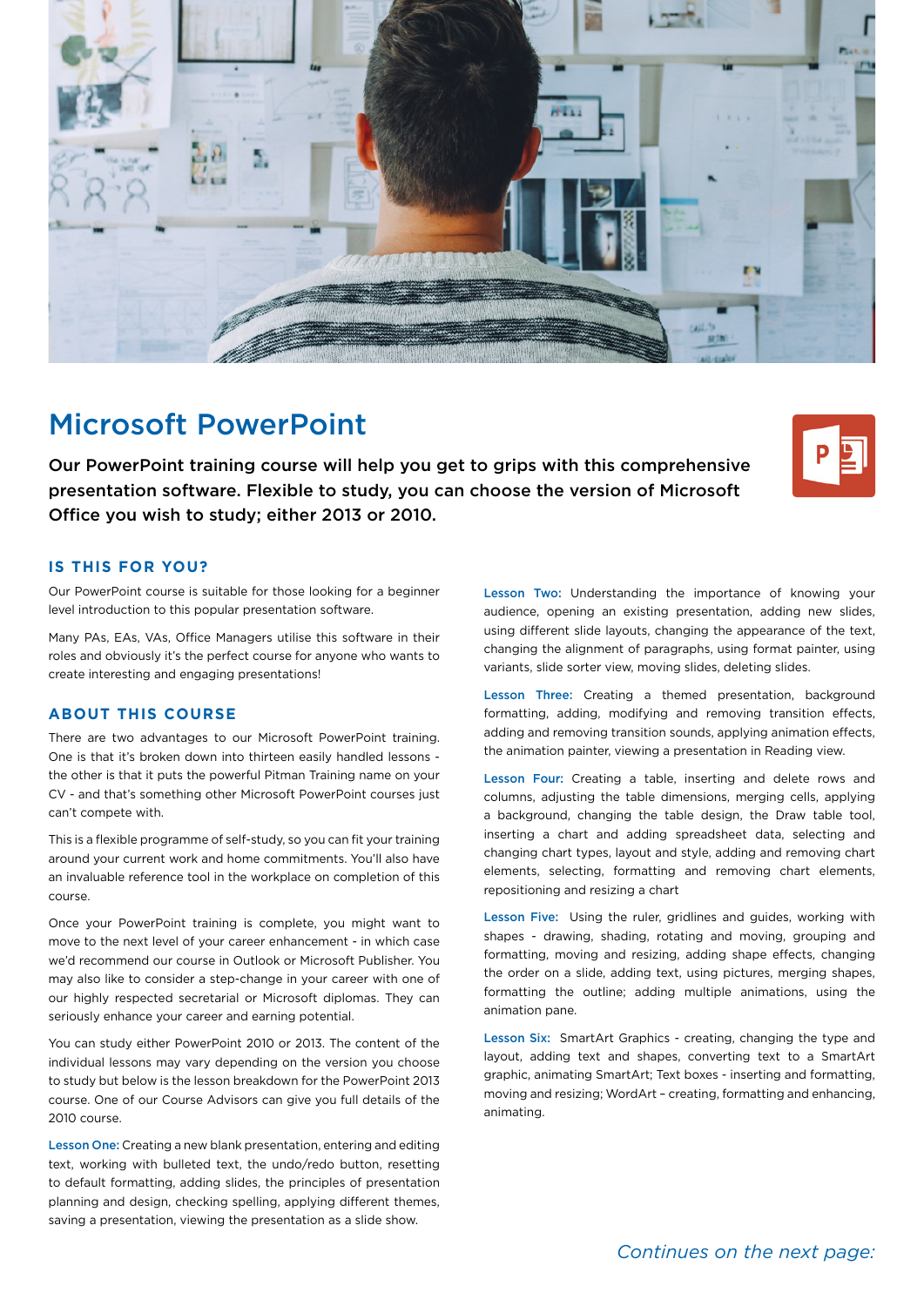# Microsoft PowerPoint

**Our PowerPoint training course will help you get to grips with this comprehensive presentation software. Flexible to study, you can choose the version of Microsoft Office you wish to study; either 2013 or 2010.**

## IS THIS FOR YOU?

Our PowerPoint course is suitable for those looking for a beginner level introduction to this popular presentation software.

Many PAs, EAs, VAs, Office Managers utilise this software in their roles and obviously it's the perfect course for anyone who wants to create interesting and engaging presentations!

## ABOUT THIS COURSE

There are two advantages to our Microsoft PowerPoint training. One is that it's broken down into thirteen easily handled lessons - the other is that it puts the powerful Pitman Training name on your CV - and that's something other Microsoft PowerPoint courses just can't compete with.

This is a flexible programme of self-study, so you can fit your training around your current work and home commitments. You'll also have an invaluable reference tool in the workplace on completion of this course.

Once your PowerPoint training is complete, you might want to move to the next level of your career enhancement - in which case we'd recommend our course in Outlook or Microsoft Publisher. You may also like to consider a step-change in your career with one of our highly respected secretarial or Microsoft diplomas. They can seriously enhance your career and earning potential.

You can study either PowerPoint 2010 or 2013. The content of the individual lessons may vary depending on the version you choose to study but below is the lesson breakdown for the PowerPoint 2013 course. One of our Course Advisors can give you full details of the 2010 course.

**Lesson One:** Creating a new blank presentation, entering and editing text, working with bulleted text, the undo/redo button, resetting to default formatting, adding slides, the principles of presentation planning and design, checking spelling, applying different themes, saving a presentation, viewing the presentation as a slide show.

**Lesson Two:** Understanding the importance of knowing your audience, opening an existing presentation, adding new slides, using different slide layouts, changing the appearance of the text, changing the alignment of paragraphs, using format painter, using variants, slide sorter view, moving slides, deleting slides.

**Lesson Three:** Creating a themed presentation, background formatting, adding, modifying and removing transition effects, adding and removing transition sounds, applying animation effects, the animation painter, viewing a presentation in Reading view.

**Lesson Four:** Creating a table, inserting and delete rows and columns, adjusting the table dimensions, merging cells, applying a background, changing the table design, the Draw table tool, inserting a chart and adding spreadsheet data, selecting and changing chart types, layout and style, adding and removing chart elements, selecting, formatting and removing chart elements, repositioning and resizing a chart

**Lesson Five:** Using the ruler, gridlines and guides, working with shapes - drawing, shading, rotating and moving, grouping and formatting, moving and resizing, adding shape effects, changing the order on a slide, adding text, using pictures, merging shapes, formatting the outline; adding multiple animations, using the animation pane.

**Lesson Six:** SmartArt Graphics - creating, changing the type and layout, adding text and shapes, converting text to a SmartArt graphic, animating SmartArt; Text boxes - inserting and formatting, moving and resizing; WordArt – creating, formatting and enhancing, animating.

*Continues on the next page:*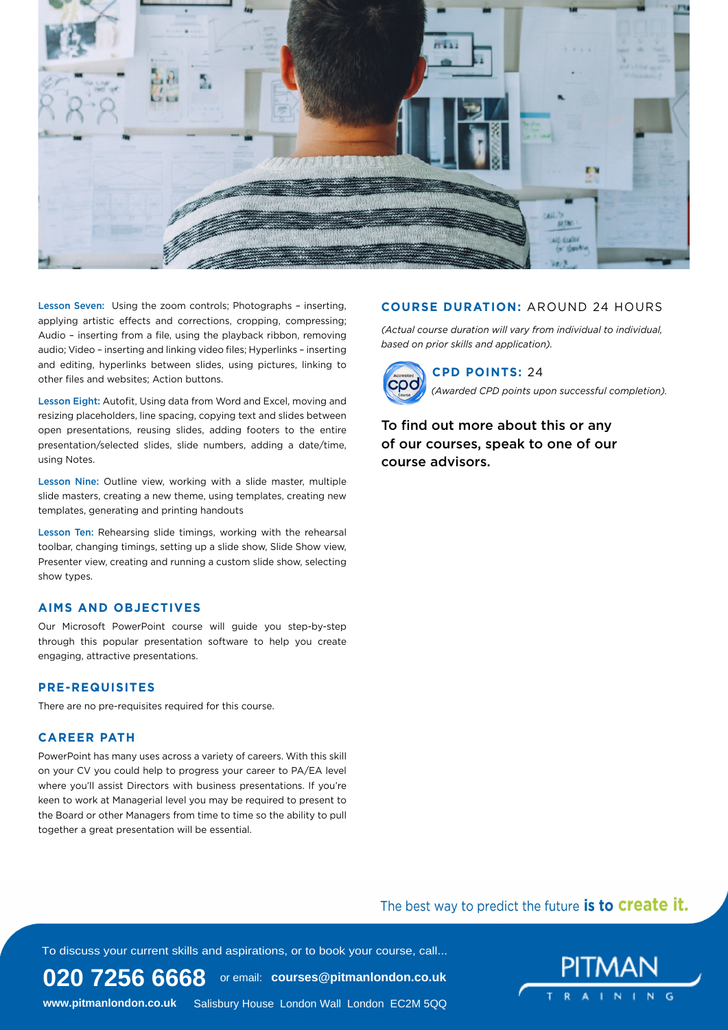**Lesson Seven:** Using the zoom controls; Photographs – inserting, applying artistic effects and corrections, cropping, compressing; Audio – inserting from a file, using the playback ribbon, removing audio; Video – inserting and linking video files; Hyperlinks – inserting and editing, hyperlinks between slides, using pictures, linking to other files and websites; Action buttons.

**Lesson Eight:** Autofit, Using data from Word and Excel, moving and resizing placeholders, line spacing, copying text and slides between open presentations, reusing slides, adding footers to the entire presentation/selected slides, slide numbers, adding a date/time, using Notes.

**Lesson Nine:** Outline view, working with a slide master, multiple slide masters, creating a new theme, using templates, creating new templates, generating and printing handouts

**Lesson Ten:** Rehearsing slide timings, working with the rehearsal toolbar, changing timings, setting up a slide show, Slide Show view, Presenter view, creating and running a custom slide show, selecting show types.

## AIMS AND OBJECTIVES

Our Microsoft PowerPoint course will guide you step-by-step through this popular presentation software to help you create engaging, attractive presentations.

## PRE-REQUISITES

There are no pre-requisites required for this course.

## CAREER PATH

PowerPoint has many uses across a variety of careers. With this skill on your CV you could help to progress your career to PA/EA level where you'll assist Directors with business presentations. If you're keen to work at Managerial level you may be required to present to the Board or other Managers from time to time so the ability to pull together a great presentation will be essential.

## COURSE DURATION: AROUND 24 HOURS

*(Actual course duration will vary from individual to individual, based on prior skills and application).*

## CPD POINTS: 24

*(Awarded CPD points upon successful completion).*

To find out more about this or any of our courses, speak to one of our course advisors.

The best way to predict the future **is to create it.**

To discuss your current skills and aspirations, or to book your course, call...

**020 7256 6668** or email: **courses@pitmanlondon.co.uk**

**www.pitmanlondon.co.uk** Salisbury House London Wall London EC2M 5QQ

PITMAN TRAINING